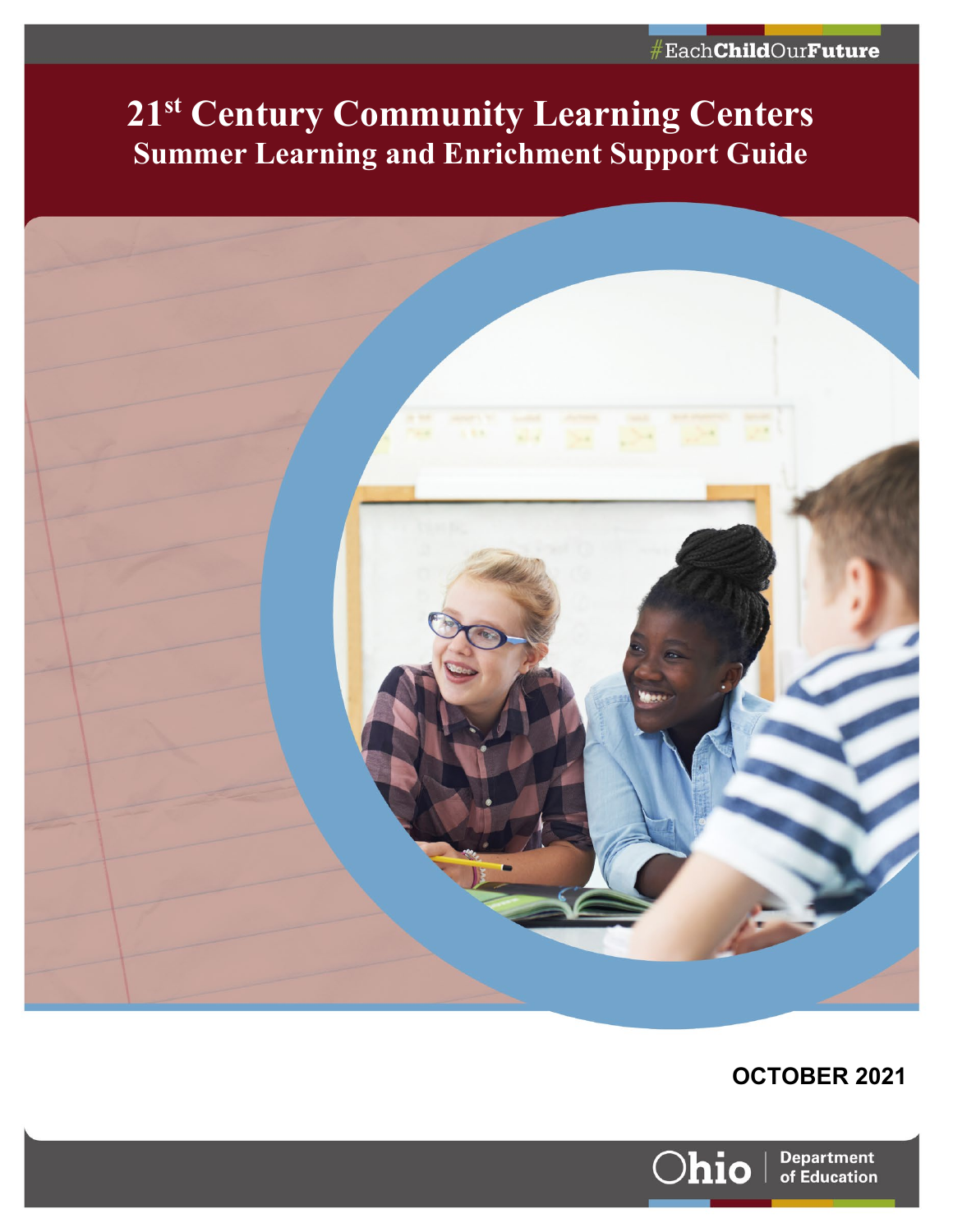#EachChildOurFuture

# 21st Century Community Learning Centers
## Summer Learning and Enrichment Support Guide

**OCTOBER 2021**

Ohio Department of Education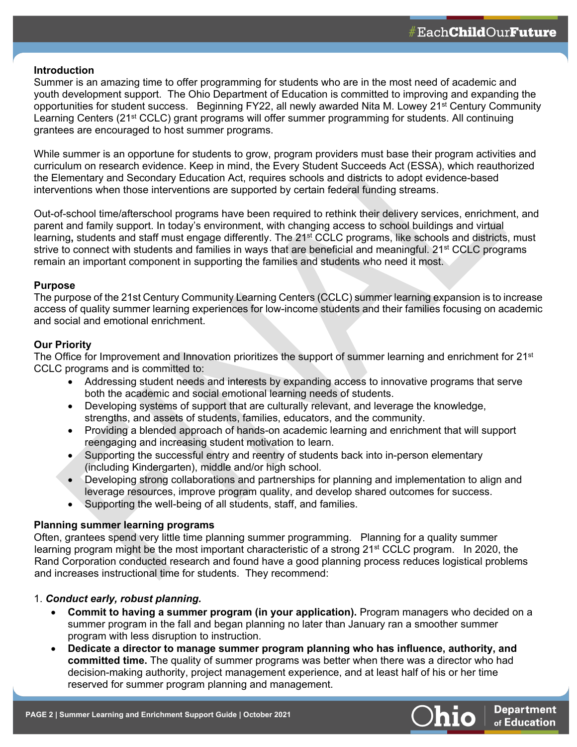## Introduction

Summer is an amazing time to offer programming for students who are in the most need of academic and youth development support. The Ohio Department of Education is committed to improving and expanding the opportunities for student success. Beginning FY22, all newly awarded Nita M. Lowey 21st Century Community Learning Centers (21st CCLC) grant programs will offer summer programming for students. All continuing grantees are encouraged to host summer programs.

While summer is an opportune for students to grow, program providers must base their program activities and curriculum on research evidence. Keep in mind, the Every Student Succeeds Act (ESSA), which reauthorized the Elementary and Secondary Education Act, requires schools and districts to adopt evidence-based interventions when those interventions are supported by certain federal funding streams.

Out-of-school time/afterschool programs have been required to rethink their delivery services, enrichment, and parent and family support. In today's environment, with changing access to school buildings and virtual learning**,** students and staff must engage differently. The 21st CCLC programs, like schools and districts, must strive to connect with students and families in ways that are beneficial and meaningful. 21st CCLC programs remain an important component in supporting the families and students who need it most.

## Purpose

The purpose of the 21st Century Community Learning Centers (CCLC) summer learning expansion is to increase access of quality summer learning experiences for low-income students and their families focusing on academic and social and emotional enrichment.

## Our Priority

The Office for Improvement and Innovation prioritizes the support of summer learning and enrichment for 21st CCLC programs and is committed to:

- Addressing student needs and interests by expanding access to innovative programs that serve both the academic and social emotional learning needs of students.
- Developing systems of support that are culturally relevant, and leverage the knowledge, strengths, and assets of students, families, educators, and the community.
- Providing a blended approach of hands-on academic learning and enrichment that will support reengaging and increasing student motivation to learn.
- Supporting the successful entry and reentry of students back into in-person elementary (including Kindergarten), middle and/or high school.
- Developing strong collaborations and partnerships for planning and implementation to align and leverage resources, improve program quality, and develop shared outcomes for success.
- Supporting the well-being of all students, staff, and families.

## Planning summer learning programs

Often, grantees spend very little time planning summer programming. Planning for a quality summer learning program might be the most important characteristic of a strong 21st CCLC program. In 2020, the Rand Corporation conducted research and found have a good planning process reduces logistical problems and increases instructional time for students. They recommend:

1. ***Conduct early, robust planning.***
   - **Commit to having a summer program (in your application).** Program managers who decided on a summer program in the fall and began planning no later than January ran a smoother summer program with less disruption to instruction.
   - **Dedicate a director to manage summer program planning who has influence, authority, and committed time.** The quality of summer programs was better when there was a director who had decision-making authority, project management experience, and at least half of his or her time reserved for summer program planning and management.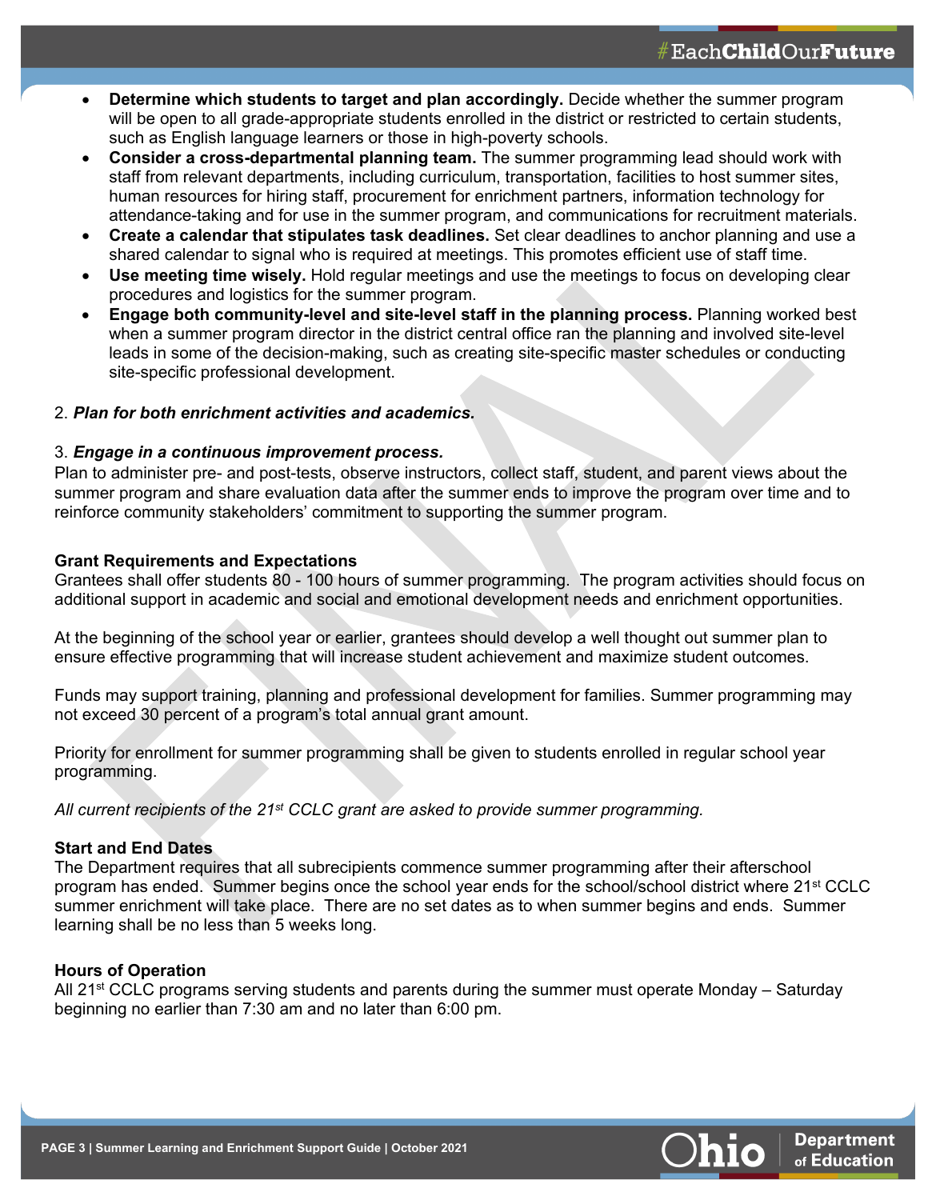- **Determine which students to target and plan accordingly.** Decide whether the summer program will be open to all grade-appropriate students enrolled in the district or restricted to certain students, such as English language learners or those in high-poverty schools.
- **Consider a cross-departmental planning team.** The summer programming lead should work with staff from relevant departments, including curriculum, transportation, facilities to host summer sites, human resources for hiring staff, procurement for enrichment partners, information technology for attendance-taking and for use in the summer program, and communications for recruitment materials.
- **Create a calendar that stipulates task deadlines.** Set clear deadlines to anchor planning and use a shared calendar to signal who is required at meetings. This promotes efficient use of staff time.
- **Use meeting time wisely.** Hold regular meetings and use the meetings to focus on developing clear procedures and logistics for the summer program.
- **Engage both community-level and site-level staff in the planning process.** Planning worked best when a summer program director in the district central office ran the planning and involved site-level leads in some of the decision-making, such as creating site-specific master schedules or conducting site-specific professional development.

2. ***Plan for both enrichment activities and academics.***

3. ***Engage in a continuous improvement process.***
Plan to administer pre- and post-tests, observe instructors, collect staff, student, and parent views about the summer program and share evaluation data after the summer ends to improve the program over time and to reinforce community stakeholders' commitment to supporting the summer program.

### Grant Requirements and Expectations

Grantees shall offer students 80 - 100 hours of summer programming. The program activities should focus on additional support in academic and social and emotional development needs and enrichment opportunities.

At the beginning of the school year or earlier, grantees should develop a well thought out summer plan to ensure effective programming that will increase student achievement and maximize student outcomes.

Funds may support training, planning and professional development for families. Summer programming may not exceed 30 percent of a program's total annual grant amount.

Priority for enrollment for summer programming shall be given to students enrolled in regular school year programming.

*All current recipients of the 21st CCLC grant are asked to provide summer programming.*

### Start and End Dates

The Department requires that all subrecipients commence summer programming after their afterschool program has ended. Summer begins once the school year ends for the school/school district where 21st CCLC summer enrichment will take place. There are no set dates as to when summer begins and ends. Summer learning shall be no less than 5 weeks long.

### Hours of Operation

All 21st CCLC programs serving students and parents during the summer must operate Monday – Saturday beginning no earlier than 7:30 am and no later than 6:00 pm.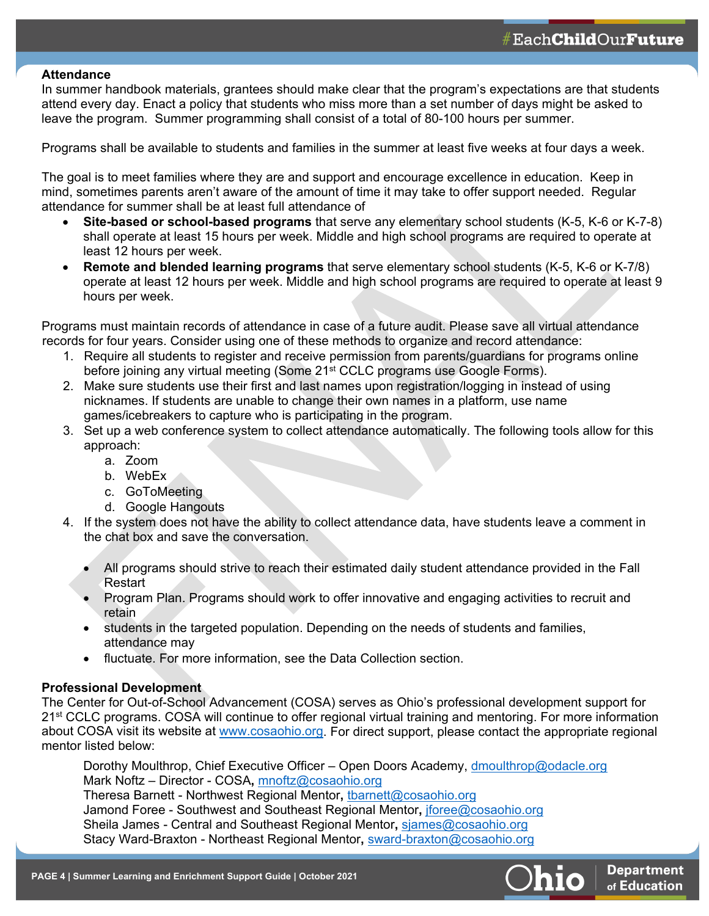**Attendance**

In summer handbook materials, grantees should make clear that the program's expectations are that students attend every day. Enact a policy that students who miss more than a set number of days might be asked to leave the program. Summer programming shall consist of a total of 80-100 hours per summer.

Programs shall be available to students and families in the summer at least five weeks at four days a week.

The goal is to meet families where they are and support and encourage excellence in education. Keep in mind, sometimes parents aren't aware of the amount of time it may take to offer support needed. Regular attendance for summer shall be at least full attendance of

- **Site-based or school-based programs** that serve any elementary school students (K-5, K-6 or K-7-8) shall operate at least 15 hours per week. Middle and high school programs are required to operate at least 12 hours per week.
- **Remote and blended learning programs** that serve elementary school students (K-5, K-6 or K-7/8) operate at least 12 hours per week. Middle and high school programs are required to operate at least 9 hours per week.

Programs must maintain records of attendance in case of a future audit. Please save all virtual attendance records for four years. Consider using one of these methods to organize and record attendance:

1. Require all students to register and receive permission from parents/guardians for programs online before joining any virtual meeting (Some 21st CCLC programs use Google Forms).
2. Make sure students use their first and last names upon registration/logging in instead of using nicknames. If students are unable to change their own names in a platform, use name games/icebreakers to capture who is participating in the program.
3. Set up a web conference system to collect attendance automatically. The following tools allow for this approach:
   a. Zoom
   b. WebEx
   c. GoToMeeting
   d. Google Hangouts
4. If the system does not have the ability to collect attendance data, have students leave a comment in the chat box and save the conversation.

- All programs should strive to reach their estimated daily student attendance provided in the Fall Restart
- Program Plan. Programs should work to offer innovative and engaging activities to recruit and retain
- students in the targeted population. Depending on the needs of students and families, attendance may
- fluctuate. For more information, see the Data Collection section.

**Professional Development**

The Center for Out-of-School Advancement (COSA) serves as Ohio's professional development support for 21st CCLC programs. COSA will continue to offer regional virtual training and mentoring. For more information about COSA visit its website at www.cosaohio.org. For direct support, please contact the appropriate regional mentor listed below:

Dorothy Moulthrop, Chief Executive Officer – Open Doors Academy, dmoulthrop@odacle.org
Mark Noftz – Director - COSA, mnoftz@cosaohio.org
Theresa Barnett - Northwest Regional Mentor, tbarnett@cosaohio.org
Jamond Foree - Southwest and Southeast Regional Mentor, jforee@cosaohio.org
Sheila James - Central and Southeast Regional Mentor, sjames@cosaohio.org
Stacy Ward-Braxton - Northeast Regional Mentor, sward-braxton@cosaohio.org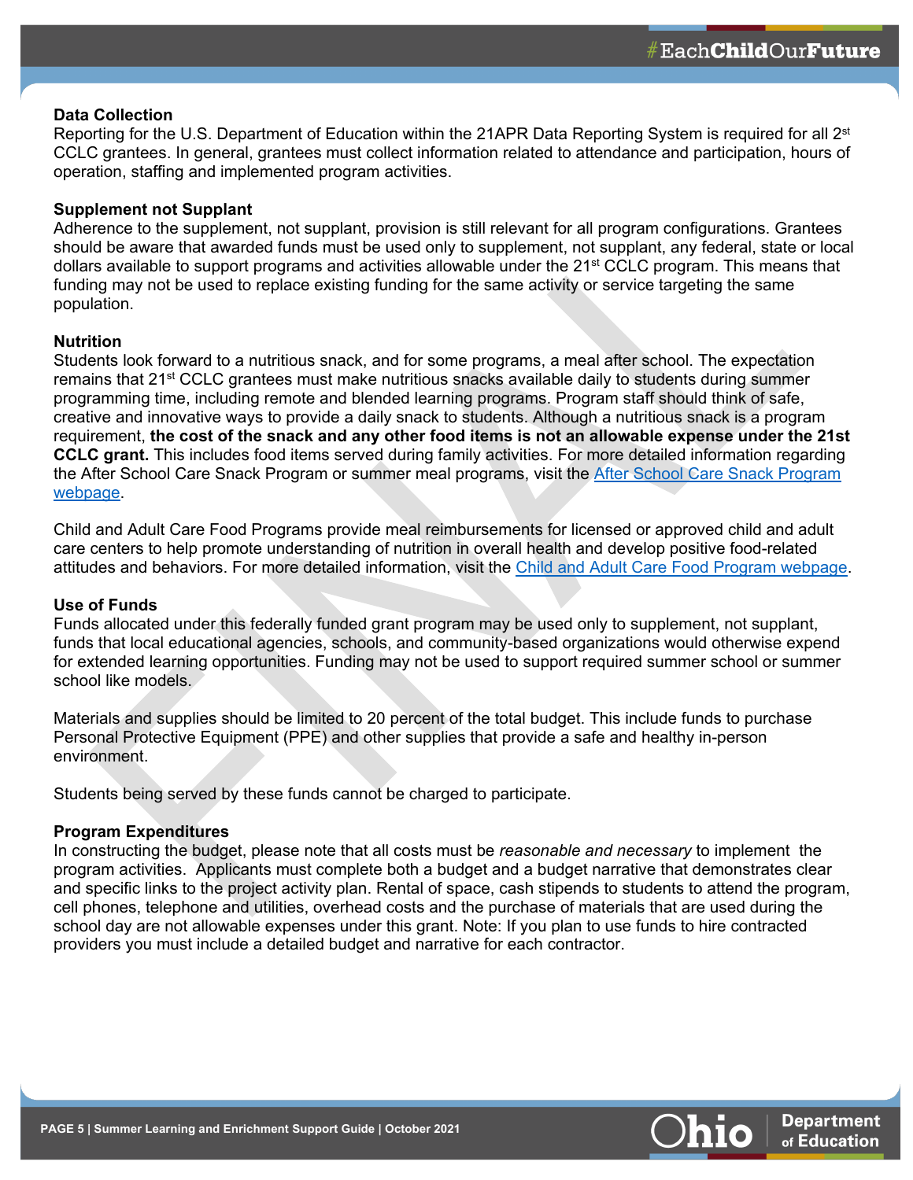### Data Collection

Reporting for the U.S. Department of Education within the 21APR Data Reporting System is required for all 2st CCLC grantees. In general, grantees must collect information related to attendance and participation, hours of operation, staffing and implemented program activities.

### Supplement not Supplant

Adherence to the supplement, not supplant, provision is still relevant for all program configurations. Grantees should be aware that awarded funds must be used only to supplement, not supplant, any federal, state or local dollars available to support programs and activities allowable under the 21st CCLC program. This means that funding may not be used to replace existing funding for the same activity or service targeting the same population.

### Nutrition

Students look forward to a nutritious snack, and for some programs, a meal after school. The expectation remains that 21st CCLC grantees must make nutritious snacks available daily to students during summer programming time, including remote and blended learning programs. Program staff should think of safe, creative and innovative ways to provide a daily snack to students. Although a nutritious snack is a program requirement, **the cost of the snack and any other food items is not an allowable expense under the 21st CCLC grant.** This includes food items served during family activities. For more detailed information regarding the After School Care Snack Program or summer meal programs, visit the After School Care Snack Program webpage.

Child and Adult Care Food Programs provide meal reimbursements for licensed or approved child and adult care centers to help promote understanding of nutrition in overall health and develop positive food-related attitudes and behaviors. For more detailed information, visit the Child and Adult Care Food Program webpage.

### Use of Funds

Funds allocated under this federally funded grant program may be used only to supplement, not supplant, funds that local educational agencies, schools, and community-based organizations would otherwise expend for extended learning opportunities. Funding may not be used to support required summer school or summer school like models.

Materials and supplies should be limited to 20 percent of the total budget. This include funds to purchase Personal Protective Equipment (PPE) and other supplies that provide a safe and healthy in-person environment.

Students being served by these funds cannot be charged to participate.

### Program Expenditures

In constructing the budget, please note that all costs must be *reasonable and necessary* to implement the program activities. Applicants must complete both a budget and a budget narrative that demonstrates clear and specific links to the project activity plan. Rental of space, cash stipends to students to attend the program, cell phones, telephone and utilities, overhead costs and the purchase of materials that are used during the school day are not allowable expenses under this grant. Note: If you plan to use funds to hire contracted providers you must include a detailed budget and narrative for each contractor.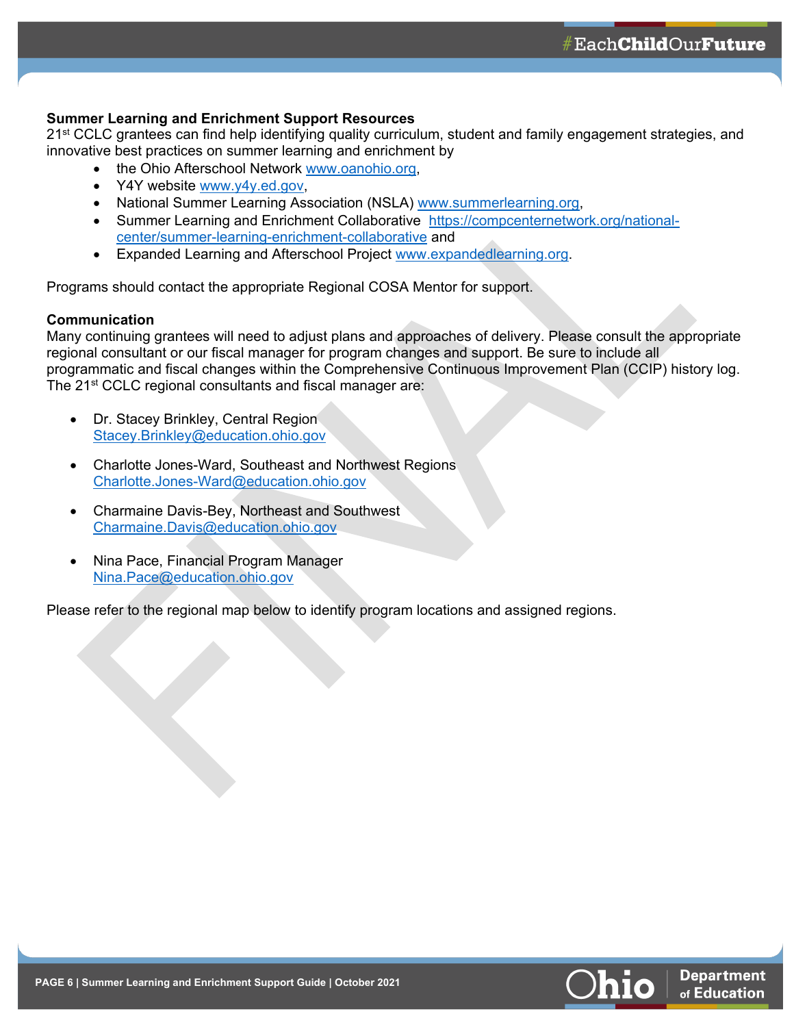### Summer Learning and Enrichment Support Resources

21st CCLC grantees can find help identifying quality curriculum, student and family engagement strategies, and innovative best practices on summer learning and enrichment by

- the Ohio Afterschool Network www.oanohio.org,
- Y4Y website www.y4y.ed.gov,
- National Summer Learning Association (NSLA) www.summerlearning.org,
- Summer Learning and Enrichment Collaborative https://compcenternetwork.org/national-center/summer-learning-enrichment-collaborative and
- Expanded Learning and Afterschool Project www.expandedlearning.org.

Programs should contact the appropriate Regional COSA Mentor for support.

### Communication

Many continuing grantees will need to adjust plans and approaches of delivery. Please consult the appropriate regional consultant or our fiscal manager for program changes and support. Be sure to include all programmatic and fiscal changes within the Comprehensive Continuous Improvement Plan (CCIP) history log. The 21st CCLC regional consultants and fiscal manager are:

- Dr. Stacey Brinkley, Central Region
  Stacey.Brinkley@education.ohio.gov

- Charlotte Jones-Ward, Southeast and Northwest Regions
  Charlotte.Jones-Ward@education.ohio.gov

- Charmaine Davis-Bey, Northeast and Southwest
  Charmaine.Davis@education.ohio.gov

- Nina Pace, Financial Program Manager
  Nina.Pace@education.ohio.gov

Please refer to the regional map below to identify program locations and assigned regions.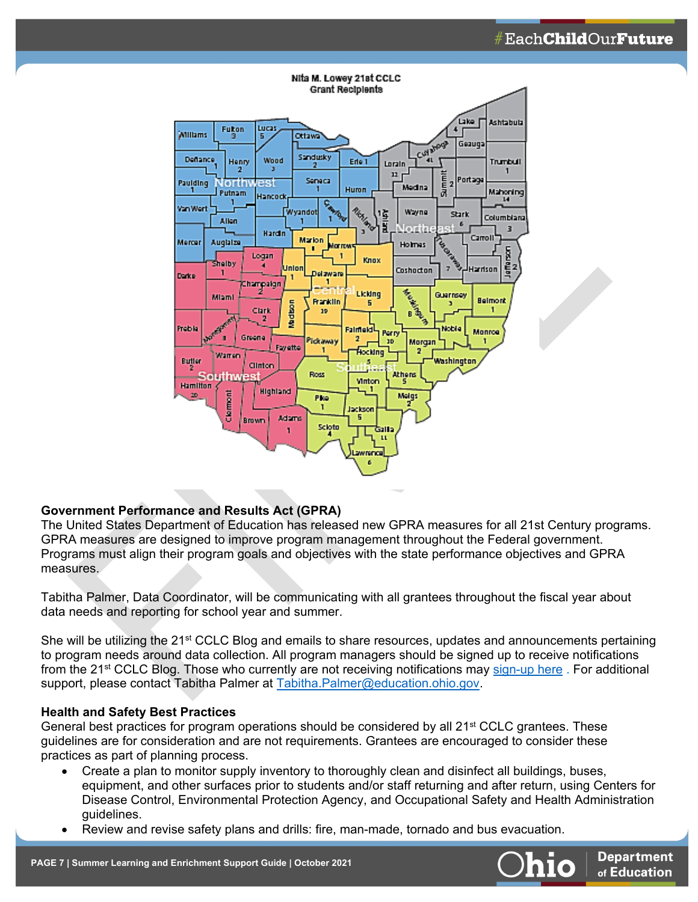Nita M. Lowey 21st CCLC Grant Recipients

Williams, Fulton 3, Lucas 5, Ottawa, Defiance 1, Henry 2, Wood 3, Sandusky 2, Erie 1, Lorain 12, Cuyahoga 41, Lake 4, Geauga, Ashtabula, Trumbull 1, Pauling 1, Northwest, Putnam 1, Hancock, Seneca 1, Huron, Medina, Summit 2, Portage, Mahoning 14, Van Wert, Allen, Wyandot 1, Crawford 1, Richland 3, Ashland 1, Wayne, Stark 6, Columbiana 3, Northeast, Mercer, Auglaize, Hardin, Marion 8, Morrow 1, Holmes, Carroll, Logan 4, Knox, Tuscarawas 7, Harrison, Jefferson 2, Darke, Shelby 1, Union 1, Delaware 1, Coshocton, Champaign 2, Central, Licking 5, Muskingum 8, Guernsey 3, Belmont 1, Miami, Franklin 39, Madison, Clark 2, Fairfield 2, Perry 10, Noble, Monroe 1, Preble, Montgomery 8, Greene, Fayette, Pickaway 1, Morgan 2, Hocking 5, Washington, Butler 2, Warren, Clinton, Ross, Southeast, Athens 5, Southwest, Vinton 1, Hamilton 20, Clermont, Highland, Pike 1, Meigs 2, Jackson 5, Brown, Adams 1, Scioto 4, Gallia 11, Lawrence 6

**Government Performance and Results Act (GPRA)**

The United States Department of Education has released new GPRA measures for all 21st Century programs. GPRA measures are designed to improve program management throughout the Federal government. Programs must align their program goals and objectives with the state performance objectives and GPRA measures.

Tabitha Palmer, Data Coordinator, will be communicating with all grantees throughout the fiscal year about data needs and reporting for school year and summer.

She will be utilizing the 21st CCLC Blog and emails to share resources, updates and announcements pertaining to program needs around data collection. All program managers should be signed up to receive notifications from the 21st CCLC Blog. Those who currently are not receiving notifications may sign-up here . For additional support, please contact Tabitha Palmer at Tabitha.Palmer@education.ohio.gov.

**Health and Safety Best Practices**

General best practices for program operations should be considered by all 21st CCLC grantees. These guidelines are for consideration and are not requirements. Grantees are encouraged to consider these practices as part of planning process.

- Create a plan to monitor supply inventory to thoroughly clean and disinfect all buildings, buses, equipment, and other surfaces prior to students and/or staff returning and after return, using Centers for Disease Control, Environmental Protection Agency, and Occupational Safety and Health Administration guidelines.
- Review and revise safety plans and drills: fire, man-made, tornado and bus evacuation.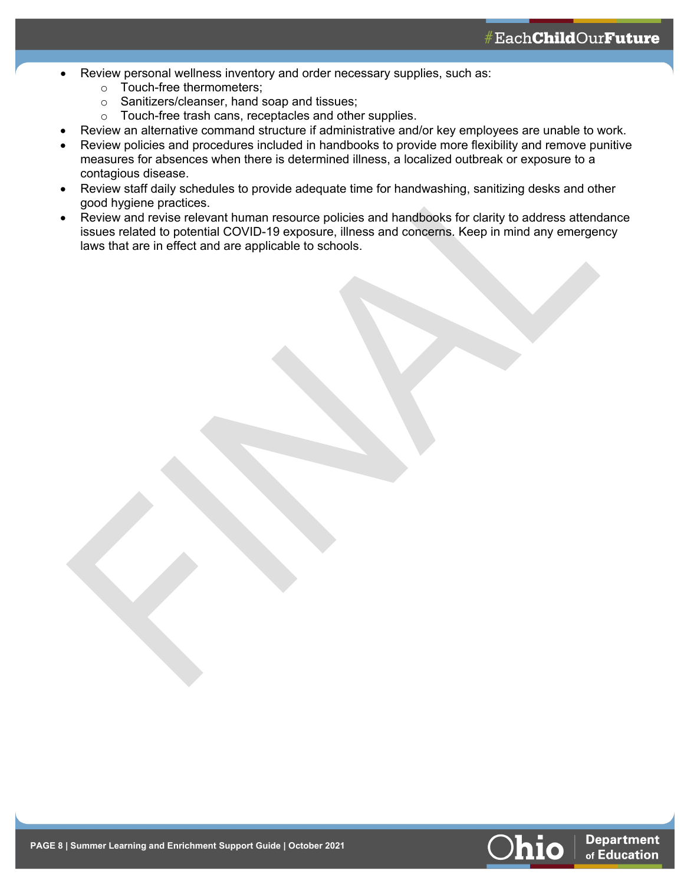- Review personal wellness inventory and order necessary supplies, such as:
  - Touch-free thermometers;
  - Sanitizers/cleanser, hand soap and tissues;
  - Touch-free trash cans, receptacles and other supplies.
- Review an alternative command structure if administrative and/or key employees are unable to work.
- Review policies and procedures included in handbooks to provide more flexibility and remove punitive measures for absences when there is determined illness, a localized outbreak or exposure to a contagious disease.
- Review staff daily schedules to provide adequate time for handwashing, sanitizing desks and other good hygiene practices.
- Review and revise relevant human resource policies and handbooks for clarity to address attendance issues related to potential COVID-19 exposure, illness and concerns. Keep in mind any emergency laws that are in effect and are applicable to schools.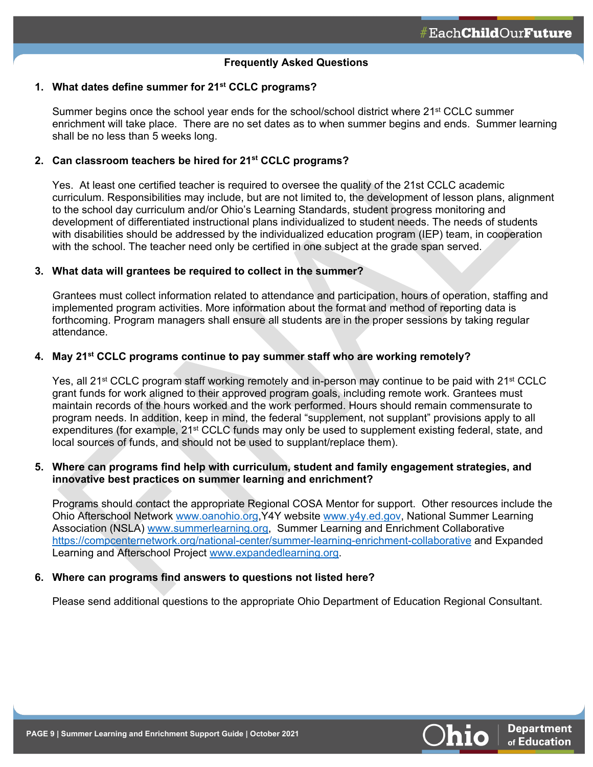## Frequently Asked Questions

1. **What dates define summer for 21st CCLC programs?**

   Summer begins once the school year ends for the school/school district where 21st CCLC summer enrichment will take place. There are no set dates as to when summer begins and ends. Summer learning shall be no less than 5 weeks long.

2. **Can classroom teachers be hired for 21st CCLC programs?**

   Yes. At least one certified teacher is required to oversee the quality of the 21st CCLC academic curriculum. Responsibilities may include, but are not limited to, the development of lesson plans, alignment to the school day curriculum and/or Ohio's Learning Standards, student progress monitoring and development of differentiated instructional plans individualized to student needs. The needs of students with disabilities should be addressed by the individualized education program (IEP) team, in cooperation with the school. The teacher need only be certified in one subject at the grade span served.

3. **What data will grantees be required to collect in the summer?**

   Grantees must collect information related to attendance and participation, hours of operation, staffing and implemented program activities. More information about the format and method of reporting data is forthcoming. Program managers shall ensure all students are in the proper sessions by taking regular attendance.

4. **May 21st CCLC programs continue to pay summer staff who are working remotely?**

   Yes, all 21st CCLC program staff working remotely and in-person may continue to be paid with 21st CCLC grant funds for work aligned to their approved program goals, including remote work. Grantees must maintain records of the hours worked and the work performed. Hours should remain commensurate to program needs. In addition, keep in mind, the federal "supplement, not supplant" provisions apply to all expenditures (for example, 21st CCLC funds may only be used to supplement existing federal, state, and local sources of funds, and should not be used to supplant/replace them).

5. **Where can programs find help with curriculum, student and family engagement strategies, and innovative best practices on summer learning and enrichment?**

   Programs should contact the appropriate Regional COSA Mentor for support. Other resources include the Ohio Afterschool Network www.oanohio.org,Y4Y website www.y4y.ed.gov, National Summer Learning Association (NSLA) www.summerlearning.org, Summer Learning and Enrichment Collaborative https://compcenternetwork.org/national-center/summer-learning-enrichment-collaborative and Expanded Learning and Afterschool Project www.expandedlearning.org.

6. **Where can programs find answers to questions not listed here?**

   Please send additional questions to the appropriate Ohio Department of Education Regional Consultant.